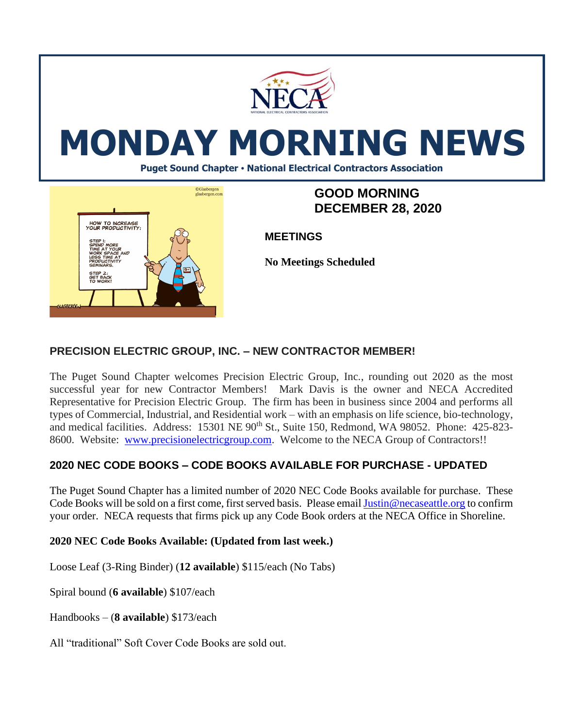# MONDAY MORNING NEWS

**Puget Sound Chapter • National Electrical Contractors Association**

## GOOD MORNING
## DECEMBER 28, 2020

### MEETINGS

**No Meetings Scheduled**

### PRECISION ELECTRIC GROUP, INC. – NEW CONTRACTOR MEMBER!

The Puget Sound Chapter welcomes Precision Electric Group, Inc., rounding out 2020 as the most successful year for new Contractor Members! Mark Davis is the owner and NECA Accredited Representative for Precision Electric Group. The firm has been in business since 2004 and performs all types of Commercial, Industrial, and Residential work – with an emphasis on life science, bio-technology, and medical facilities. Address: 15301 NE 90th St., Suite 150, Redmond, WA 98052. Phone: 425-823-8600. Website: www.precisionelectricgroup.com. Welcome to the NECA Group of Contractors!!

### 2020 NEC CODE BOOKS – CODE BOOKS AVAILABLE FOR PURCHASE - UPDATED

The Puget Sound Chapter has a limited number of 2020 NEC Code Books available for purchase. These Code Books will be sold on a first come, first served basis. Please email Justin@necaseattle.org to confirm your order. NECA requests that firms pick up any Code Book orders at the NECA Office in Shoreline.

**2020 NEC Code Books Available: (Updated from last week.)**

Loose Leaf (3-Ring Binder) (**12 available**) $115/each (No Tabs)

Spiral bound (**6 available**) $107/each

Handbooks – (**8 available**) $173/each

All "traditional" Soft Cover Code Books are sold out.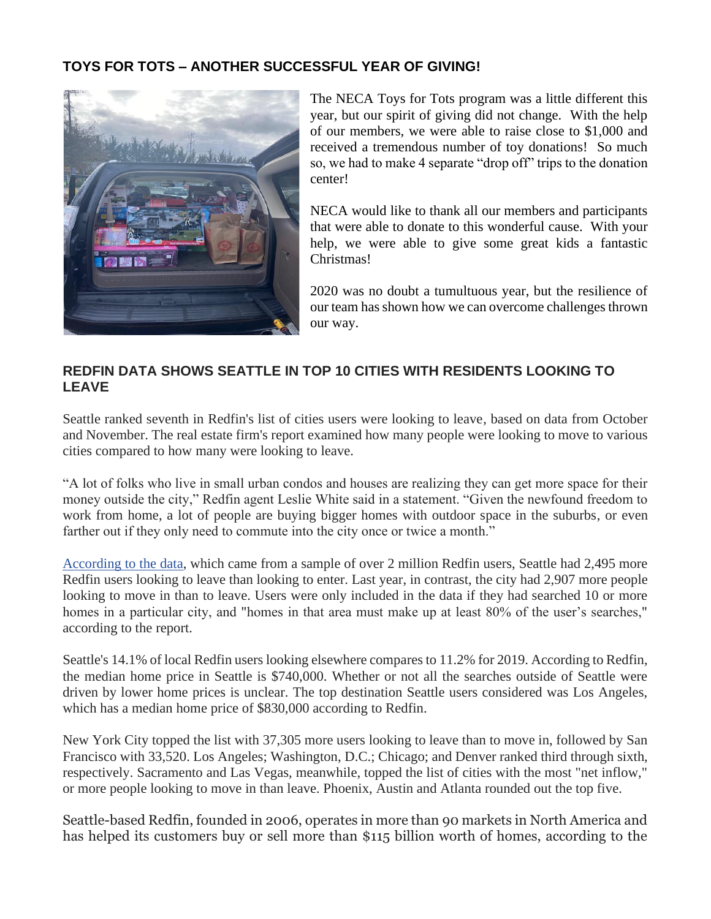## TOYS FOR TOTS – ANOTHER SUCCESSFUL YEAR OF GIVING!

The NECA Toys for Tots program was a little different this year, but our spirit of giving did not change. With the help of our members, we were able to raise close to $1,000 and received a tremendous number of toy donations! So much so, we had to make 4 separate "drop off" trips to the donation center!

NECA would like to thank all our members and participants that were able to donate to this wonderful cause. With your help, we were able to give some great kids a fantastic Christmas!

2020 was no doubt a tumultuous year, but the resilience of our team has shown how we can overcome challenges thrown our way.

## REDFIN DATA SHOWS SEATTLE IN TOP 10 CITIES WITH RESIDENTS LOOKING TO LEAVE

Seattle ranked seventh in Redfin's list of cities users were looking to leave, based on data from October and November. The real estate firm's report examined how many people were looking to move to various cities compared to how many were looking to leave.

"A lot of folks who live in small urban condos and houses are realizing they can get more space for their money outside the city," Redfin agent Leslie White said in a statement. "Given the newfound freedom to work from home, a lot of people are buying bigger homes with outdoor space in the suburbs, or even farther out if they only need to commute into the city once or twice a month."

According to the data, which came from a sample of over 2 million Redfin users, Seattle had 2,495 more Redfin users looking to leave than looking to enter. Last year, in contrast, the city had 2,907 more people looking to move in than to leave. Users were only included in the data if they had searched 10 or more homes in a particular city, and "homes in that area must make up at least 80% of the user's searches," according to the report.

Seattle's 14.1% of local Redfin users looking elsewhere compares to 11.2% for 2019. According to Redfin, the median home price in Seattle is $740,000. Whether or not all the searches outside of Seattle were driven by lower home prices is unclear. The top destination Seattle users considered was Los Angeles, which has a median home price of $830,000 according to Redfin.

New York City topped the list with 37,305 more users looking to leave than to move in, followed by San Francisco with 33,520. Los Angeles; Washington, D.C.; Chicago; and Denver ranked third through sixth, respectively. Sacramento and Las Vegas, meanwhile, topped the list of cities with the most "net inflow," or more people looking to move in than leave. Phoenix, Austin and Atlanta rounded out the top five.

Seattle-based Redfin, founded in 2006, operates in more than 90 markets in North America and has helped its customers buy or sell more than $115 billion worth of homes, according to the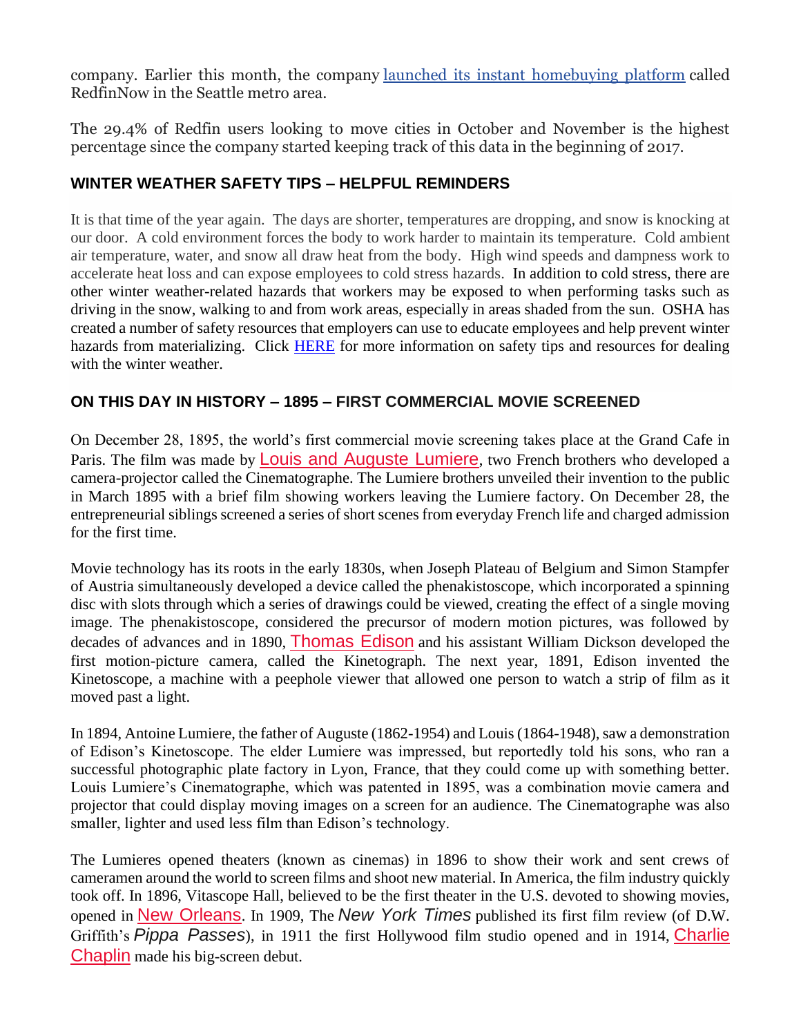company. Earlier this month, the company launched its instant homebuying platform called RedfinNow in the Seattle metro area.

The 29.4% of Redfin users looking to move cities in October and November is the highest percentage since the company started keeping track of this data in the beginning of 2017.

## WINTER WEATHER SAFETY TIPS – HELPFUL REMINDERS

It is that time of the year again. The days are shorter, temperatures are dropping, and snow is knocking at our door. A cold environment forces the body to work harder to maintain its temperature. Cold ambient air temperature, water, and snow all draw heat from the body. High wind speeds and dampness work to accelerate heat loss and can expose employees to cold stress hazards. In addition to cold stress, there are other winter weather-related hazards that workers may be exposed to when performing tasks such as driving in the snow, walking to and from work areas, especially in areas shaded from the sun. OSHA has created a number of safety resources that employers can use to educate employees and help prevent winter hazards from materializing. Click HERE for more information on safety tips and resources for dealing with the winter weather.

## ON THIS DAY IN HISTORY – 1895 – FIRST COMMERCIAL MOVIE SCREENED

On December 28, 1895, the world's first commercial movie screening takes place at the Grand Cafe in Paris. The film was made by Louis and Auguste Lumiere, two French brothers who developed a camera-projector called the Cinematographe. The Lumiere brothers unveiled their invention to the public in March 1895 with a brief film showing workers leaving the Lumiere factory. On December 28, the entrepreneurial siblings screened a series of short scenes from everyday French life and charged admission for the first time.

Movie technology has its roots in the early 1830s, when Joseph Plateau of Belgium and Simon Stampfer of Austria simultaneously developed a device called the phenakistoscope, which incorporated a spinning disc with slots through which a series of drawings could be viewed, creating the effect of a single moving image. The phenakistoscope, considered the precursor of modern motion pictures, was followed by decades of advances and in 1890, Thomas Edison and his assistant William Dickson developed the first motion-picture camera, called the Kinetograph. The next year, 1891, Edison invented the Kinetoscope, a machine with a peephole viewer that allowed one person to watch a strip of film as it moved past a light.

In 1894, Antoine Lumiere, the father of Auguste (1862-1954) and Louis (1864-1948), saw a demonstration of Edison's Kinetoscope. The elder Lumiere was impressed, but reportedly told his sons, who ran a successful photographic plate factory in Lyon, France, that they could come up with something better. Louis Lumiere's Cinematographe, which was patented in 1895, was a combination movie camera and projector that could display moving images on a screen for an audience. The Cinematographe was also smaller, lighter and used less film than Edison's technology.

The Lumieres opened theaters (known as cinemas) in 1896 to show their work and sent crews of cameramen around the world to screen films and shoot new material. In America, the film industry quickly took off. In 1896, Vitascope Hall, believed to be the first theater in the U.S. devoted to showing movies, opened in New Orleans. In 1909, The *New York Times* published its first film review (of D.W. Griffith's *Pippa Passes*), in 1911 the first Hollywood film studio opened and in 1914, Charlie Chaplin made his big-screen debut.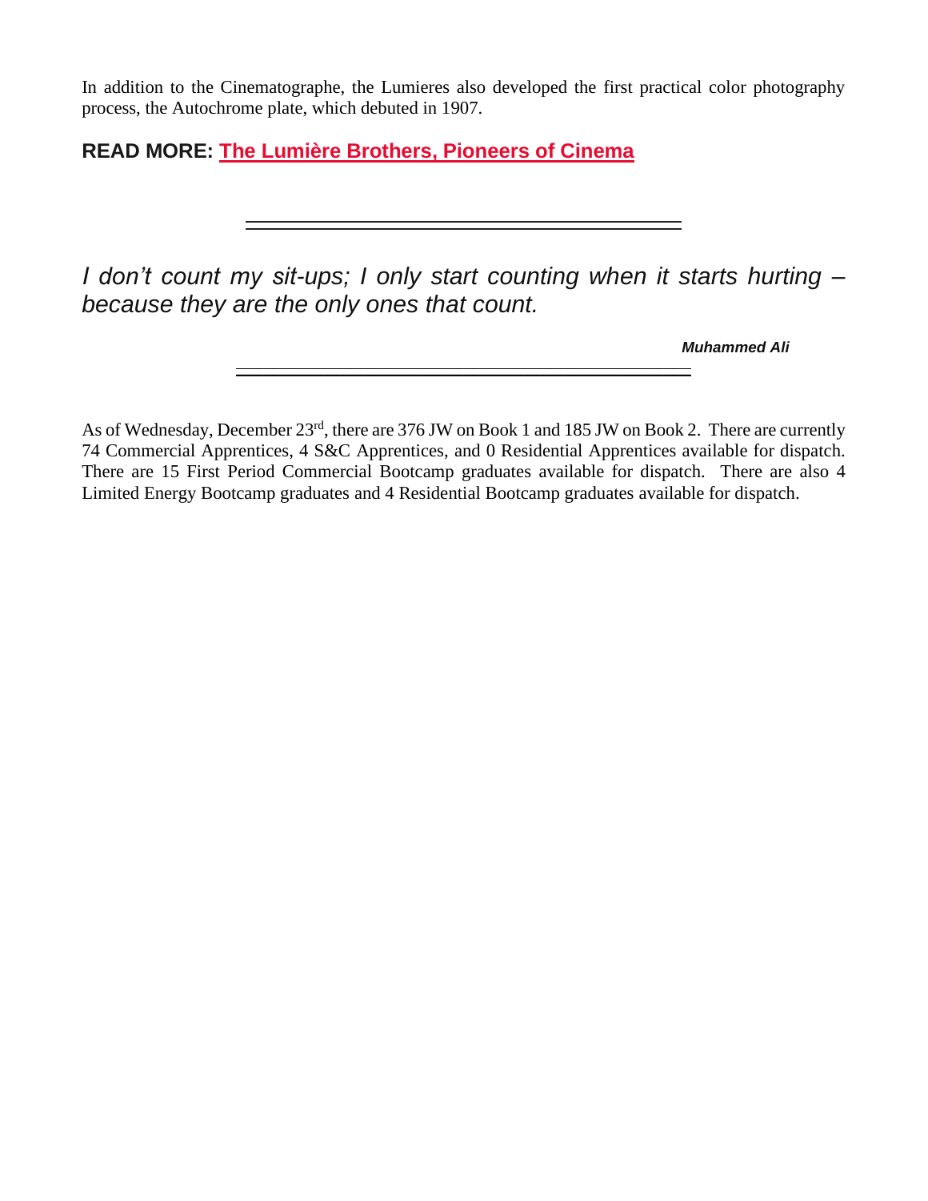In addition to the Cinematographe, the Lumieres also developed the first practical color photography process, the Autochrome plate, which debuted in 1907.

**READ MORE: The Lumière Brothers, Pioneers of Cinema**

---

*I don't count my sit-ups; I only start counting when it starts hurting – because they are the only ones that count.*

***Muhammed Ali***

---

As of Wednesday, December 23rd, there are 376 JW on Book 1 and 185 JW on Book 2. There are currently 74 Commercial Apprentices, 4 S&C Apprentices, and 0 Residential Apprentices available for dispatch. There are 15 First Period Commercial Bootcamp graduates available for dispatch. There are also 4 Limited Energy Bootcamp graduates and 4 Residential Bootcamp graduates available for dispatch.